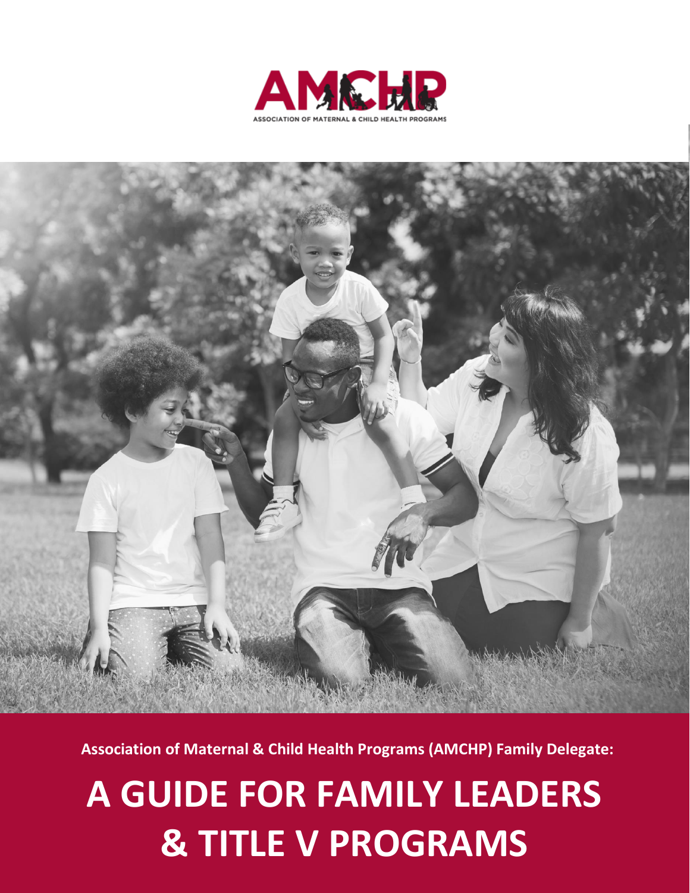AMCHP

ASSOCIATION OF MATERNAL & CHILD HEALTH PROGRAMS

**Association of Maternal & Child Health Programs (AMCHP) Family Delegate:**

# A GUIDE FOR FAMILY LEADERS & TITLE V PROGRAMS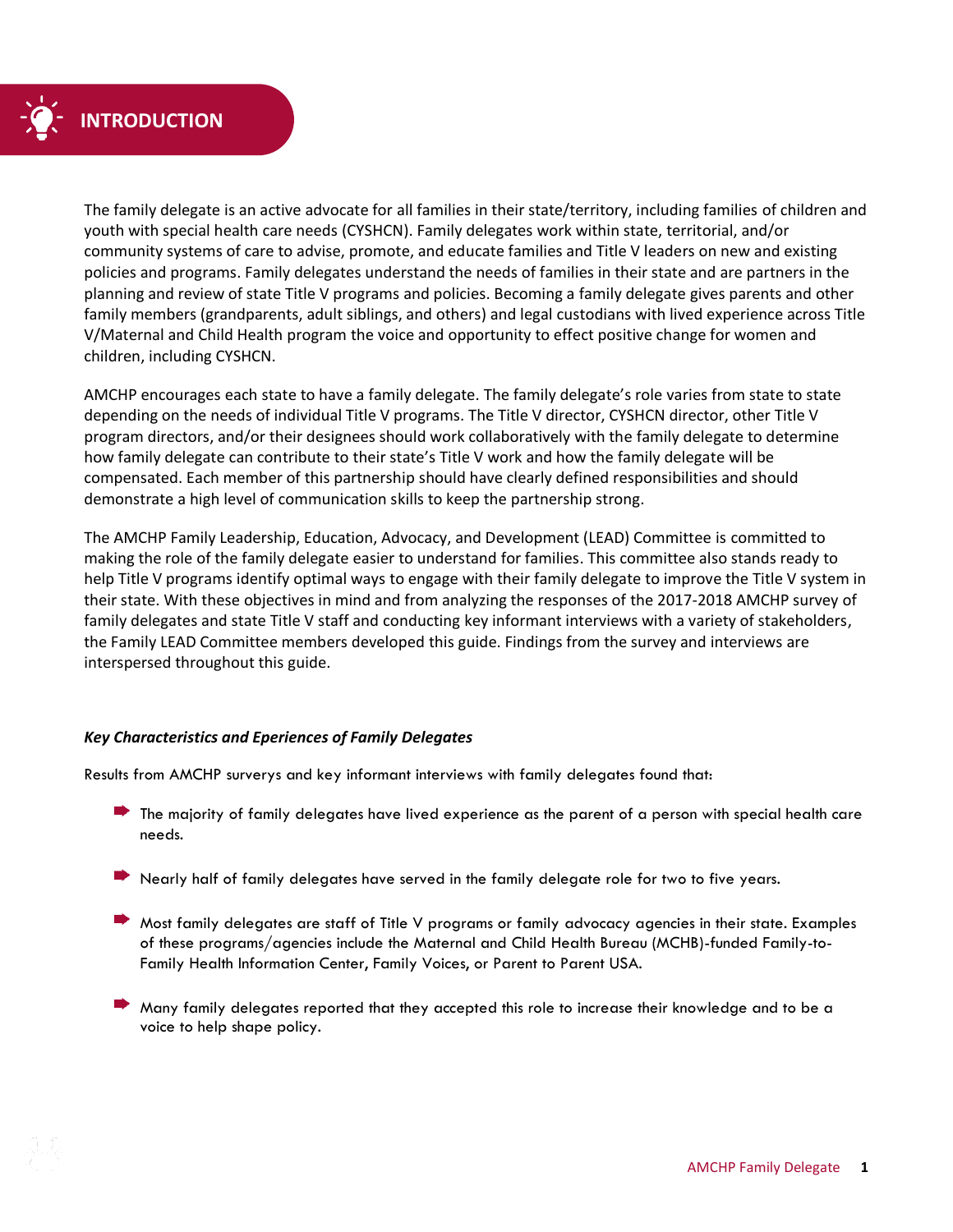# INTRODUCTION

The family delegate is an active advocate for all families in their state/territory, including families of children and youth with special health care needs (CYSHCN). Family delegates work within state, territorial, and/or community systems of care to advise, promote, and educate families and Title V leaders on new and existing policies and programs. Family delegates understand the needs of families in their state and are partners in the planning and review of state Title V programs and policies. Becoming a family delegate gives parents and other family members (grandparents, adult siblings, and others) and legal custodians with lived experience across Title V/Maternal and Child Health program the voice and opportunity to effect positive change for women and children, including CYSHCN.

AMCHP encourages each state to have a family delegate. The family delegate's role varies from state to state depending on the needs of individual Title V programs. The Title V director, CYSHCN director, other Title V program directors, and/or their designees should work collaboratively with the family delegate to determine how family delegate can contribute to their state's Title V work and how the family delegate will be compensated. Each member of this partnership should have clearly defined responsibilities and should demonstrate a high level of communication skills to keep the partnership strong.

The AMCHP Family Leadership, Education, Advocacy, and Development (LEAD) Committee is committed to making the role of the family delegate easier to understand for families. This committee also stands ready to help Title V programs identify optimal ways to engage with their family delegate to improve the Title V system in their state. With these objectives in mind and from analyzing the responses of the 2017-2018 AMCHP survey of family delegates and state Title V staff and conducting key informant interviews with a variety of stakeholders, the Family LEAD Committee members developed this guide. Findings from the survey and interviews are interspersed throughout this guide.

### *Key Characteristics and Eperiences of Family Delegates*

Results from AMCHP surverys and key informant interviews with family delegates found that:

- The majority of family delegates have lived experience as the parent of a person with special health care needs.
- Nearly half of family delegates have served in the family delegate role for two to five years.
- Most family delegates are staff of Title V programs or family advocacy agencies in their state. Examples of these programs/agencies include the Maternal and Child Health Bureau (MCHB)-funded Family-to-Family Health Information Center, Family Voices, or Parent to Parent USA.
- Many family delegates reported that they accepted this role to increase their knowledge and to be a voice to help shape policy.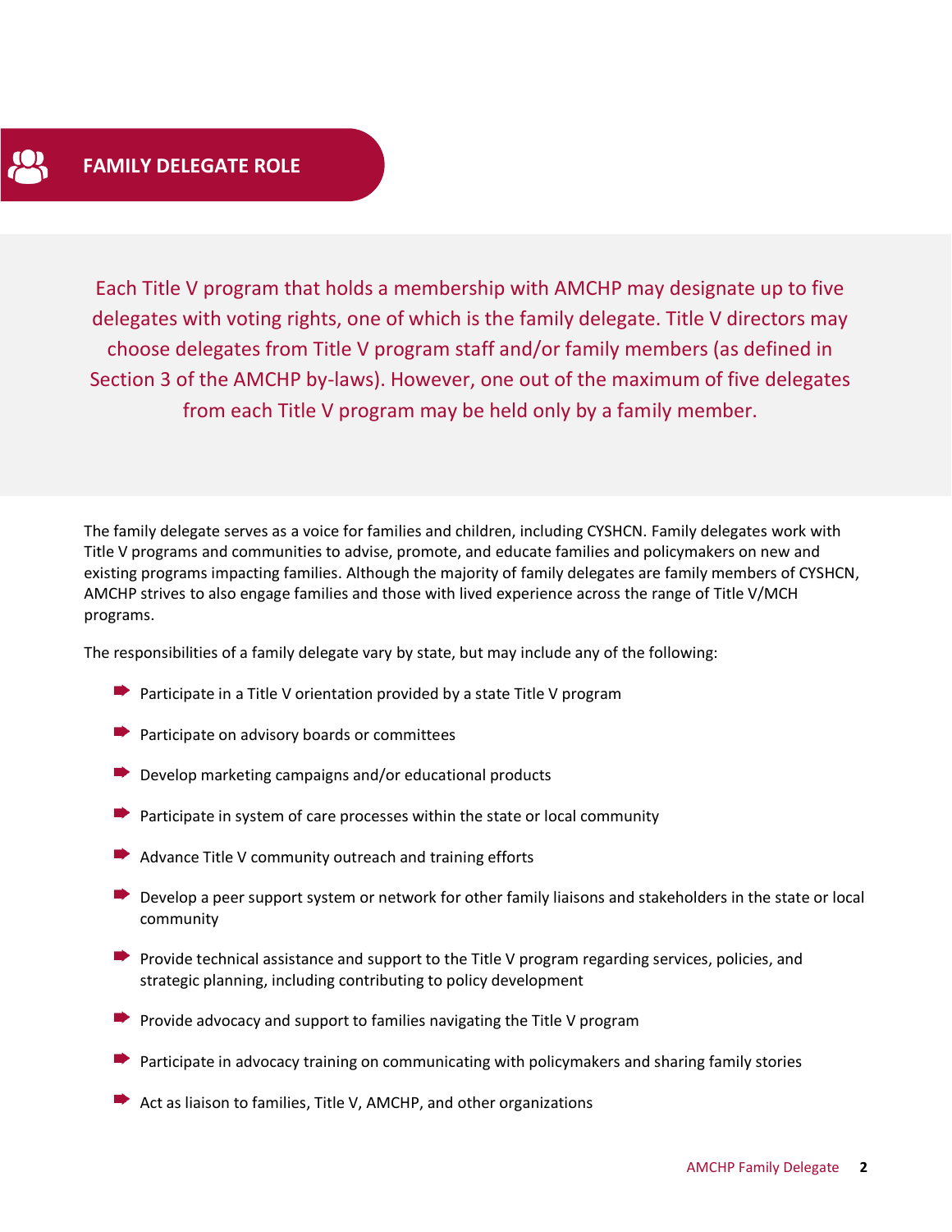## FAMILY DELEGATE ROLE

Each Title V program that holds a membership with AMCHP may designate up to five delegates with voting rights, one of which is the family delegate. Title V directors may choose delegates from Title V program staff and/or family members (as defined in Section 3 of the AMCHP by-laws). However, one out of the maximum of five delegates from each Title V program may be held only by a family member.

The family delegate serves as a voice for families and children, including CYSHCN. Family delegates work with Title V programs and communities to advise, promote, and educate families and policymakers on new and existing programs impacting families. Although the majority of family delegates are family members of CYSHCN, AMCHP strives to also engage families and those with lived experience across the range of Title V/MCH programs.

The responsibilities of a family delegate vary by state, but may include any of the following:

- Participate in a Title V orientation provided by a state Title V program
- Participate on advisory boards or committees
- Develop marketing campaigns and/or educational products
- Participate in system of care processes within the state or local community
- Advance Title V community outreach and training efforts
- Develop a peer support system or network for other family liaisons and stakeholders in the state or local community
- Provide technical assistance and support to the Title V program regarding services, policies, and strategic planning, including contributing to policy development
- Provide advocacy and support to families navigating the Title V program
- Participate in advocacy training on communicating with policymakers and sharing family stories
- Act as liaison to families, Title V, AMCHP, and other organizations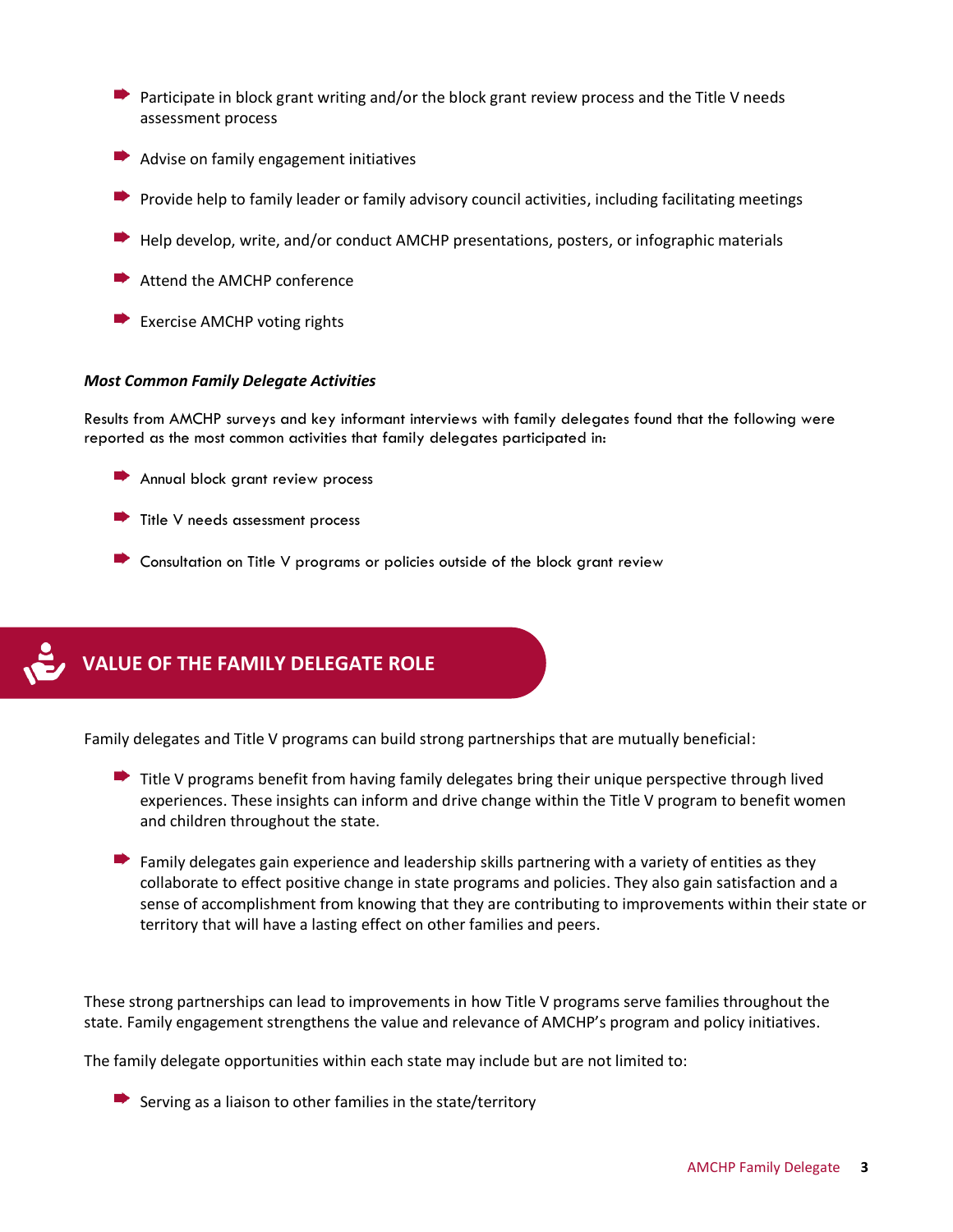- Participate in block grant writing and/or the block grant review process and the Title V needs assessment process
- Advise on family engagement initiatives
- Provide help to family leader or family advisory council activities, including facilitating meetings
- Help develop, write, and/or conduct AMCHP presentations, posters, or infographic materials
- Attend the AMCHP conference
- Exercise AMCHP voting rights

***Most Common Family Delegate Activities***

Results from AMCHP surveys and key informant interviews with family delegates found that the following were reported as the most common activities that family delegates participated in:

- Annual block grant review process
- Title V needs assessment process
- Consultation on Title V programs or policies outside of the block grant review

## VALUE OF THE FAMILY DELEGATE ROLE

Family delegates and Title V programs can build strong partnerships that are mutually beneficial:

- Title V programs benefit from having family delegates bring their unique perspective through lived experiences. These insights can inform and drive change within the Title V program to benefit women and children throughout the state.
- Family delegates gain experience and leadership skills partnering with a variety of entities as they collaborate to effect positive change in state programs and policies. They also gain satisfaction and a sense of accomplishment from knowing that they are contributing to improvements within their state or territory that will have a lasting effect on other families and peers.

These strong partnerships can lead to improvements in how Title V programs serve families throughout the state. Family engagement strengthens the value and relevance of AMCHP's program and policy initiatives.

The family delegate opportunities within each state may include but are not limited to:

- Serving as a liaison to other families in the state/territory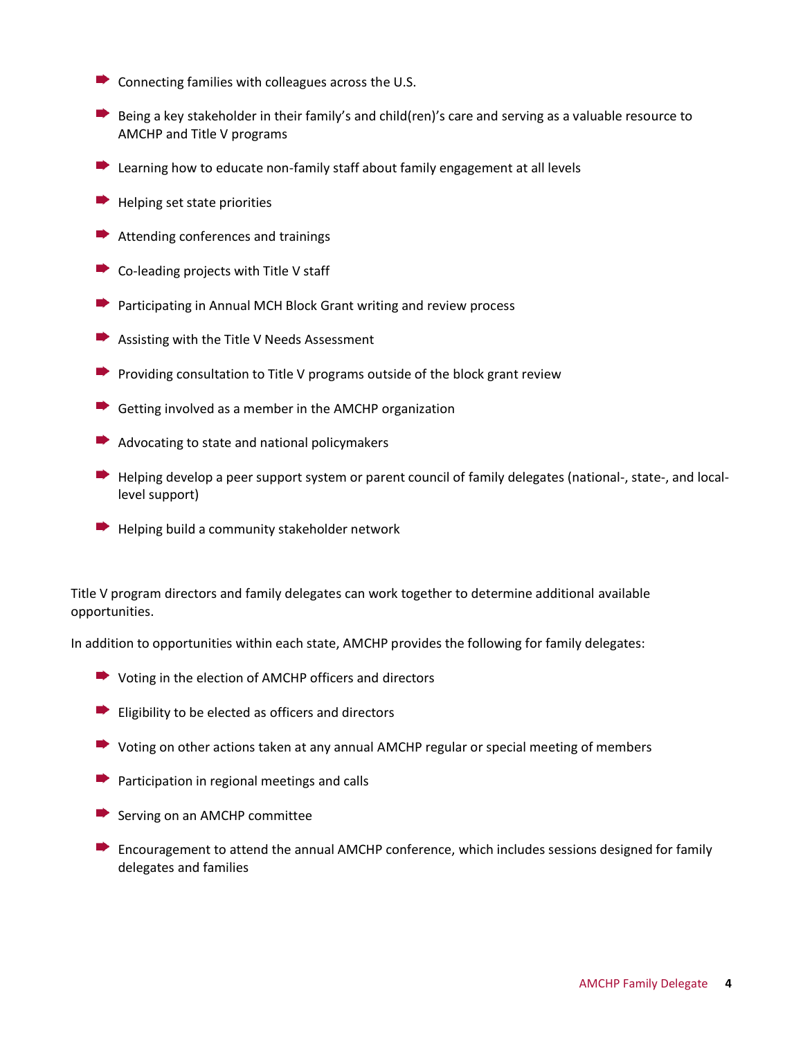- Connecting families with colleagues across the U.S.
- Being a key stakeholder in their family's and child(ren)'s care and serving as a valuable resource to AMCHP and Title V programs
- Learning how to educate non-family staff about family engagement at all levels
- Helping set state priorities
- Attending conferences and trainings
- Co-leading projects with Title V staff
- Participating in Annual MCH Block Grant writing and review process
- Assisting with the Title V Needs Assessment
- Providing consultation to Title V programs outside of the block grant review
- Getting involved as a member in the AMCHP organization
- Advocating to state and national policymakers
- Helping develop a peer support system or parent council of family delegates (national-, state-, and local-level support)
- Helping build a community stakeholder network

Title V program directors and family delegates can work together to determine additional available opportunities.

In addition to opportunities within each state, AMCHP provides the following for family delegates:

- Voting in the election of AMCHP officers and directors
- Eligibility to be elected as officers and directors
- Voting on other actions taken at any annual AMCHP regular or special meeting of members
- Participation in regional meetings and calls
- Serving on an AMCHP committee
- Encouragement to attend the annual AMCHP conference, which includes sessions designed for family delegates and families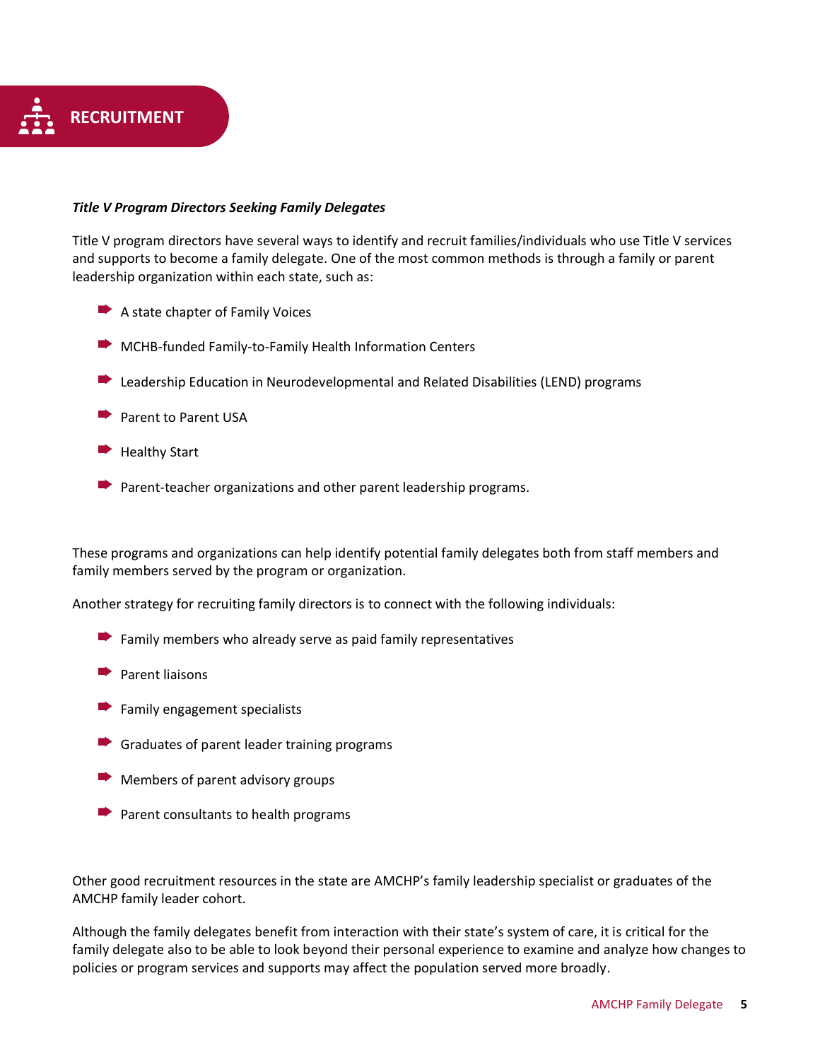# RECRUITMENT

***Title V Program Directors Seeking Family Delegates***

Title V program directors have several ways to identify and recruit families/individuals who use Title V services and supports to become a family delegate. One of the most common methods is through a family or parent leadership organization within each state, such as:

- A state chapter of Family Voices
- MCHB-funded Family-to-Family Health Information Centers
- Leadership Education in Neurodevelopmental and Related Disabilities (LEND) programs
- Parent to Parent USA
- Healthy Start
- Parent-teacher organizations and other parent leadership programs.

These programs and organizations can help identify potential family delegates both from staff members and family members served by the program or organization.

Another strategy for recruiting family directors is to connect with the following individuals:

- Family members who already serve as paid family representatives
- Parent liaisons
- Family engagement specialists
- Graduates of parent leader training programs
- Members of parent advisory groups
- Parent consultants to health programs

Other good recruitment resources in the state are AMCHP's family leadership specialist or graduates of the AMCHP family leader cohort.

Although the family delegates benefit from interaction with their state's system of care, it is critical for the family delegate also to be able to look beyond their personal experience to examine and analyze how changes to policies or program services and supports may affect the population served more broadly.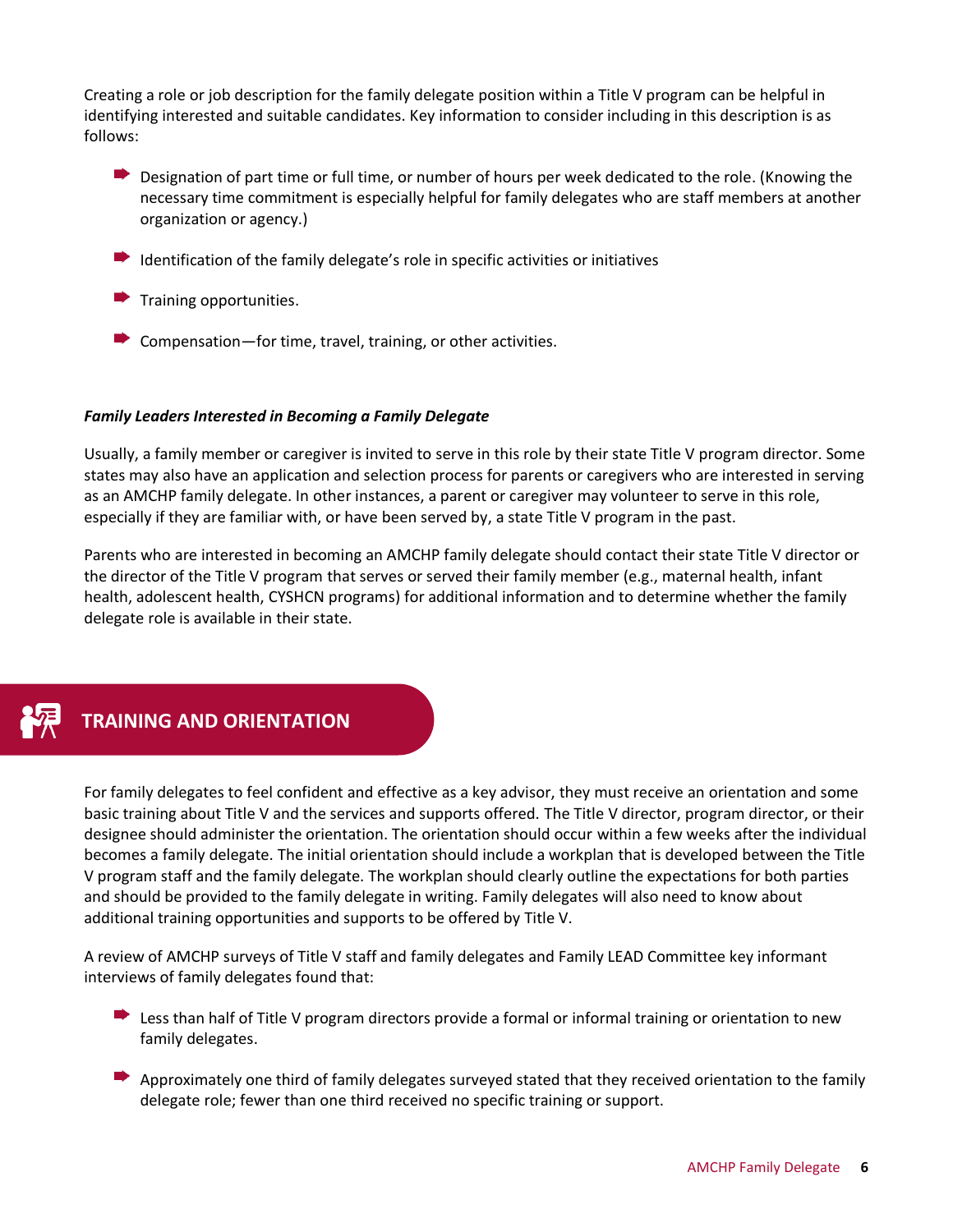Creating a role or job description for the family delegate position within a Title V program can be helpful in identifying interested and suitable candidates. Key information to consider including in this description is as follows:

- Designation of part time or full time, or number of hours per week dedicated to the role. (Knowing the necessary time commitment is especially helpful for family delegates who are staff members at another organization or agency.)
- Identification of the family delegate's role in specific activities or initiatives
- Training opportunities.
- Compensation—for time, travel, training, or other activities.

***Family Leaders Interested in Becoming a Family Delegate***

Usually, a family member or caregiver is invited to serve in this role by their state Title V program director. Some states may also have an application and selection process for parents or caregivers who are interested in serving as an AMCHP family delegate. In other instances, a parent or caregiver may volunteer to serve in this role, especially if they are familiar with, or have been served by, a state Title V program in the past.

Parents who are interested in becoming an AMCHP family delegate should contact their state Title V director or the director of the Title V program that serves or served their family member (e.g., maternal health, infant health, adolescent health, CYSHCN programs) for additional information and to determine whether the family delegate role is available in their state.

## TRAINING AND ORIENTATION

For family delegates to feel confident and effective as a key advisor, they must receive an orientation and some basic training about Title V and the services and supports offered. The Title V director, program director, or their designee should administer the orientation. The orientation should occur within a few weeks after the individual becomes a family delegate. The initial orientation should include a workplan that is developed between the Title V program staff and the family delegate. The workplan should clearly outline the expectations for both parties and should be provided to the family delegate in writing. Family delegates will also need to know about additional training opportunities and supports to be offered by Title V.

A review of AMCHP surveys of Title V staff and family delegates and Family LEAD Committee key informant interviews of family delegates found that:

- Less than half of Title V program directors provide a formal or informal training or orientation to new family delegates.
- Approximately one third of family delegates surveyed stated that they received orientation to the family delegate role; fewer than one third received no specific training or support.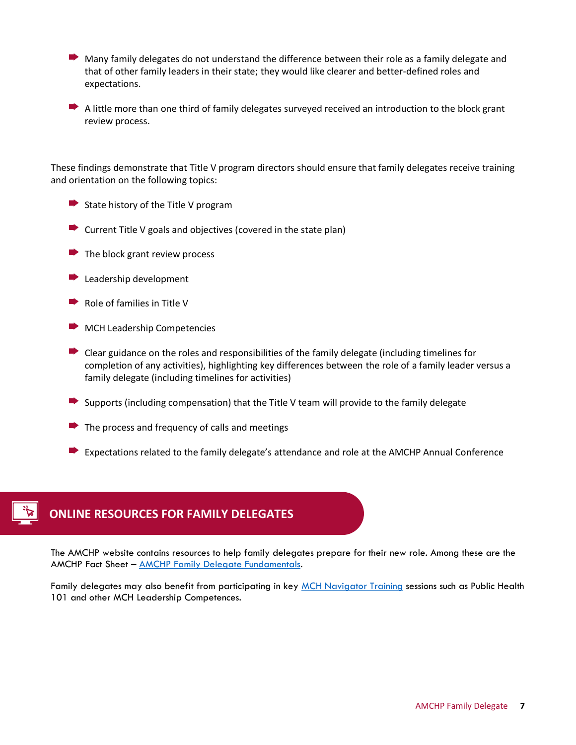- Many family delegates do not understand the difference between their role as a family delegate and that of other family leaders in their state; they would like clearer and better-defined roles and expectations.
- A little more than one third of family delegates surveyed received an introduction to the block grant review process.

These findings demonstrate that Title V program directors should ensure that family delegates receive training and orientation on the following topics:

- State history of the Title V program
- Current Title V goals and objectives (covered in the state plan)
- The block grant review process
- Leadership development
- Role of families in Title V
- MCH Leadership Competencies
- Clear guidance on the roles and responsibilities of the family delegate (including timelines for completion of any activities), highlighting key differences between the role of a family leader versus a family delegate (including timelines for activities)
- Supports (including compensation) that the Title V team will provide to the family delegate
- The process and frequency of calls and meetings
- Expectations related to the family delegate's attendance and role at the AMCHP Annual Conference

## ONLINE RESOURCES FOR FAMILY DELEGATES

The AMCHP website contains resources to help family delegates prepare for their new role. Among these are the AMCHP Fact Sheet – AMCHP Family Delegate Fundamentals.

Family delegates may also benefit from participating in key MCH Navigator Training sessions such as Public Health 101 and other MCH Leadership Competences.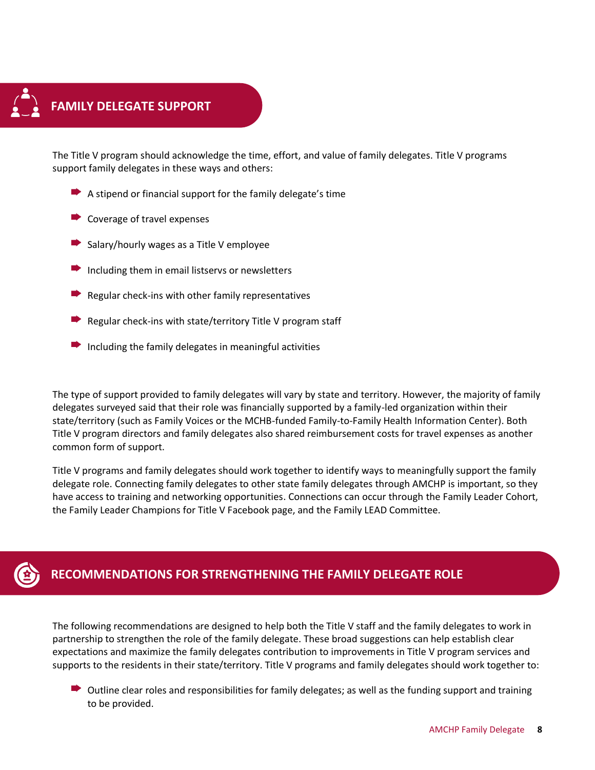## FAMILY DELEGATE SUPPORT

The Title V program should acknowledge the time, effort, and value of family delegates. Title V programs support family delegates in these ways and others:

- A stipend or financial support for the family delegate's time
- Coverage of travel expenses
- Salary/hourly wages as a Title V employee
- Including them in email listservs or newsletters
- Regular check-ins with other family representatives
- Regular check-ins with state/territory Title V program staff
- Including the family delegates in meaningful activities

The type of support provided to family delegates will vary by state and territory. However, the majority of family delegates surveyed said that their role was financially supported by a family-led organization within their state/territory (such as Family Voices or the MCHB-funded Family-to-Family Health Information Center). Both Title V program directors and family delegates also shared reimbursement costs for travel expenses as another common form of support.

Title V programs and family delegates should work together to identify ways to meaningfully support the family delegate role. Connecting family delegates to other state family delegates through AMCHP is important, so they have access to training and networking opportunities. Connections can occur through the Family Leader Cohort, the Family Leader Champions for Title V Facebook page, and the Family LEAD Committee.

## RECOMMENDATIONS FOR STRENGTHENING THE FAMILY DELEGATE ROLE

The following recommendations are designed to help both the Title V staff and the family delegates to work in partnership to strengthen the role of the family delegate. These broad suggestions can help establish clear expectations and maximize the family delegates contribution to improvements in Title V program services and supports to the residents in their state/territory. Title V programs and family delegates should work together to:

- Outline clear roles and responsibilities for family delegates; as well as the funding support and training to be provided.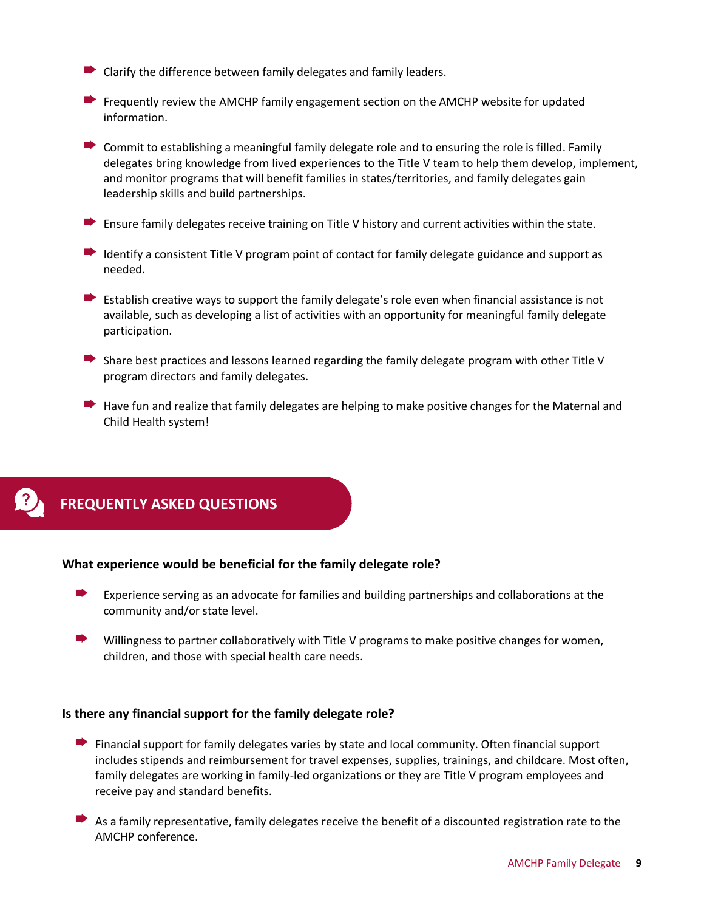- Clarify the difference between family delegates and family leaders.
- Frequently review the AMCHP family engagement section on the AMCHP website for updated information.
- Commit to establishing a meaningful family delegate role and to ensuring the role is filled. Family delegates bring knowledge from lived experiences to the Title V team to help them develop, implement, and monitor programs that will benefit families in states/territories, and family delegates gain leadership skills and build partnerships.
- Ensure family delegates receive training on Title V history and current activities within the state.
- Identify a consistent Title V program point of contact for family delegate guidance and support as needed.
- Establish creative ways to support the family delegate's role even when financial assistance is not available, such as developing a list of activities with an opportunity for meaningful family delegate participation.
- Share best practices and lessons learned regarding the family delegate program with other Title V program directors and family delegates.
- Have fun and realize that family delegates are helping to make positive changes for the Maternal and Child Health system!

## FREQUENTLY ASKED QUESTIONS

**What experience would be beneficial for the family delegate role?**

- Experience serving as an advocate for families and building partnerships and collaborations at the community and/or state level.
- Willingness to partner collaboratively with Title V programs to make positive changes for women, children, and those with special health care needs.

**Is there any financial support for the family delegate role?**

- Financial support for family delegates varies by state and local community. Often financial support includes stipends and reimbursement for travel expenses, supplies, trainings, and childcare. Most often, family delegates are working in family-led organizations or they are Title V program employees and receive pay and standard benefits.
- As a family representative, family delegates receive the benefit of a discounted registration rate to the AMCHP conference.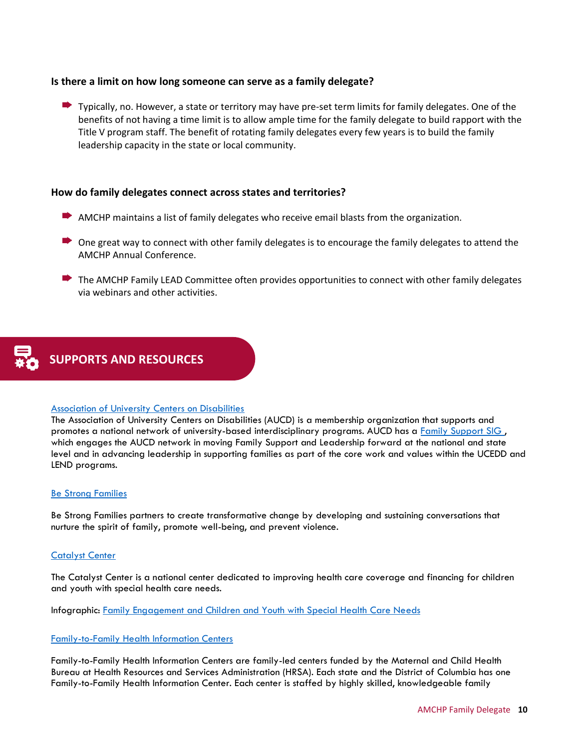### Is there a limit on how long someone can serve as a family delegate?

- Typically, no. However, a state or territory may have pre-set term limits for family delegates. One of the benefits of not having a time limit is to allow ample time for the family delegate to build rapport with the Title V program staff. The benefit of rotating family delegates every few years is to build the family leadership capacity in the state or local community.

### How do family delegates connect across states and territories?

- AMCHP maintains a list of family delegates who receive email blasts from the organization.
- One great way to connect with other family delegates is to encourage the family delegates to attend the AMCHP Annual Conference.
- The AMCHP Family LEAD Committee often provides opportunities to connect with other family delegates via webinars and other activities.

## SUPPORTS AND RESOURCES

[Association of University Centers on Disabilities]()
The Association of University Centers on Disabilities (AUCD) is a membership organization that supports and promotes a national network of university-based interdisciplinary programs. AUCD has a [Family Support SIG]() , which engages the AUCD network in moving Family Support and Leadership forward at the national and state level and in advancing leadership in supporting families as part of the core work and values within the UCEDD and LEND programs.

[Be Strong Families]()

Be Strong Families partners to create transformative change by developing and sustaining conversations that nurture the spirit of family, promote well-being, and prevent violence.

[Catalyst Center]()

The Catalyst Center is a national center dedicated to improving health care coverage and financing for children and youth with special health care needs.

Infographic: [Family Engagement and Children and Youth with Special Health Care Needs]()

[Family-to-Family Health Information Centers]()

Family-to-Family Health Information Centers are family-led centers funded by the Maternal and Child Health Bureau at Health Resources and Services Administration (HRSA). Each state and the District of Columbia has one Family-to-Family Health Information Center. Each center is staffed by highly skilled, knowledgeable family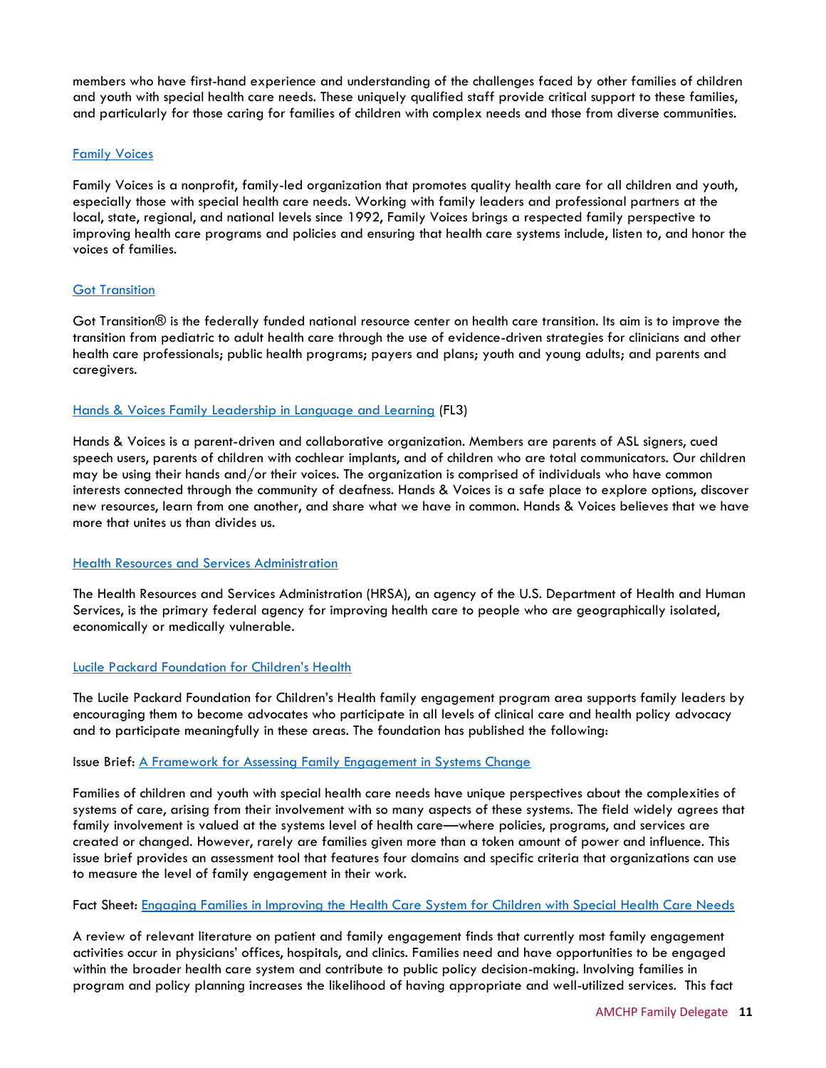members who have first-hand experience and understanding of the challenges faced by other families of children and youth with special health care needs. These uniquely qualified staff provide critical support to these families, and particularly for those caring for families of children with complex needs and those from diverse communities.

[Family Voices]

Family Voices is a nonprofit, family-led organization that promotes quality health care for all children and youth, especially those with special health care needs. Working with family leaders and professional partners at the local, state, regional, and national levels since 1992, Family Voices brings a respected family perspective to improving health care programs and policies and ensuring that health care systems include, listen to, and honor the voices of families.

[Got Transition]

Got Transition® is the federally funded national resource center on health care transition. Its aim is to improve the transition from pediatric to adult health care through the use of evidence-driven strategies for clinicians and other health care professionals; public health programs; payers and plans; youth and young adults; and parents and caregivers.

[Hands & Voices Family Leadership in Language and Learning] (FL3)

Hands & Voices is a parent-driven and collaborative organization. Members are parents of ASL signers, cued speech users, parents of children with cochlear implants, and of children who are total communicators. Our children may be using their hands and/or their voices. The organization is comprised of individuals who have common interests connected through the community of deafness. Hands & Voices is a safe place to explore options, discover new resources, learn from one another, and share what we have in common. Hands & Voices believes that we have more that unites us than divides us.

[Health Resources and Services Administration]

The Health Resources and Services Administration (HRSA), an agency of the U.S. Department of Health and Human Services, is the primary federal agency for improving health care to people who are geographically isolated, economically or medically vulnerable.

[Lucile Packard Foundation for Children's Health]

The Lucile Packard Foundation for Children's Health family engagement program area supports family leaders by encouraging them to become advocates who participate in all levels of clinical care and health policy advocacy and to participate meaningfully in these areas. The foundation has published the following:

Issue Brief: [A Framework for Assessing Family Engagement in Systems Change]

Families of children and youth with special health care needs have unique perspectives about the complexities of systems of care, arising from their involvement with so many aspects of these systems. The field widely agrees that family involvement is valued at the systems level of health care—where policies, programs, and services are created or changed. However, rarely are families given more than a token amount of power and influence. This issue brief provides an assessment tool that features four domains and specific criteria that organizations can use to measure the level of family engagement in their work.

Fact Sheet: [Engaging Families in Improving the Health Care System for Children with Special Health Care Needs]

A review of relevant literature on patient and family engagement finds that currently most family engagement activities occur in physicians' offices, hospitals, and clinics. Families need and have opportunities to be engaged within the broader health care system and contribute to public policy decision-making. Involving families in program and policy planning increases the likelihood of having appropriate and well-utilized services. This fact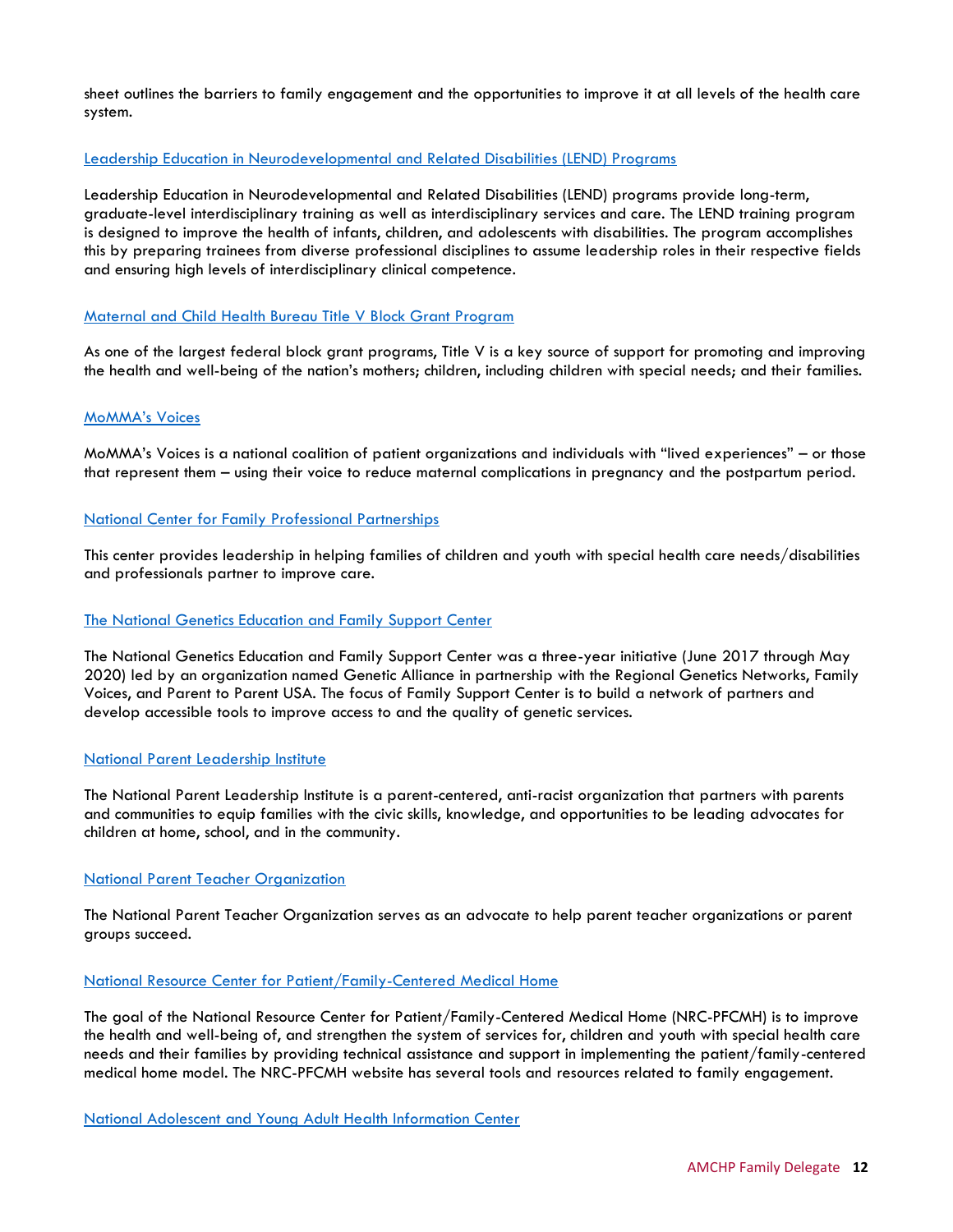sheet outlines the barriers to family engagement and the opportunities to improve it at all levels of the health care system.

Leadership Education in Neurodevelopmental and Related Disabilities (LEND) Programs

Leadership Education in Neurodevelopmental and Related Disabilities (LEND) programs provide long-term, graduate-level interdisciplinary training as well as interdisciplinary services and care. The LEND training program is designed to improve the health of infants, children, and adolescents with disabilities. The program accomplishes this by preparing trainees from diverse professional disciplines to assume leadership roles in their respective fields and ensuring high levels of interdisciplinary clinical competence.

Maternal and Child Health Bureau Title V Block Grant Program

As one of the largest federal block grant programs, Title V is a key source of support for promoting and improving the health and well-being of the nation's mothers; children, including children with special needs; and their families.

MoMMA's Voices

MoMMA's Voices is a national coalition of patient organizations and individuals with "lived experiences" – or those that represent them – using their voice to reduce maternal complications in pregnancy and the postpartum period.

National Center for Family Professional Partnerships

This center provides leadership in helping families of children and youth with special health care needs/disabilities and professionals partner to improve care.

The National Genetics Education and Family Support Center

The National Genetics Education and Family Support Center was a three-year initiative (June 2017 through May 2020) led by an organization named Genetic Alliance in partnership with the Regional Genetics Networks, Family Voices, and Parent to Parent USA. The focus of Family Support Center is to build a network of partners and develop accessible tools to improve access to and the quality of genetic services.

National Parent Leadership Institute

The National Parent Leadership Institute is a parent-centered, anti-racist organization that partners with parents and communities to equip families with the civic skills, knowledge, and opportunities to be leading advocates for children at home, school, and in the community.

National Parent Teacher Organization

The National Parent Teacher Organization serves as an advocate to help parent teacher organizations or parent groups succeed.

National Resource Center for Patient/Family-Centered Medical Home

The goal of the National Resource Center for Patient/Family-Centered Medical Home (NRC-PFCMH) is to improve the health and well-being of, and strengthen the system of services for, children and youth with special health care needs and their families by providing technical assistance and support in implementing the patient/family-centered medical home model. The NRC-PFCMH website has several tools and resources related to family engagement.

National Adolescent and Young Adult Health Information Center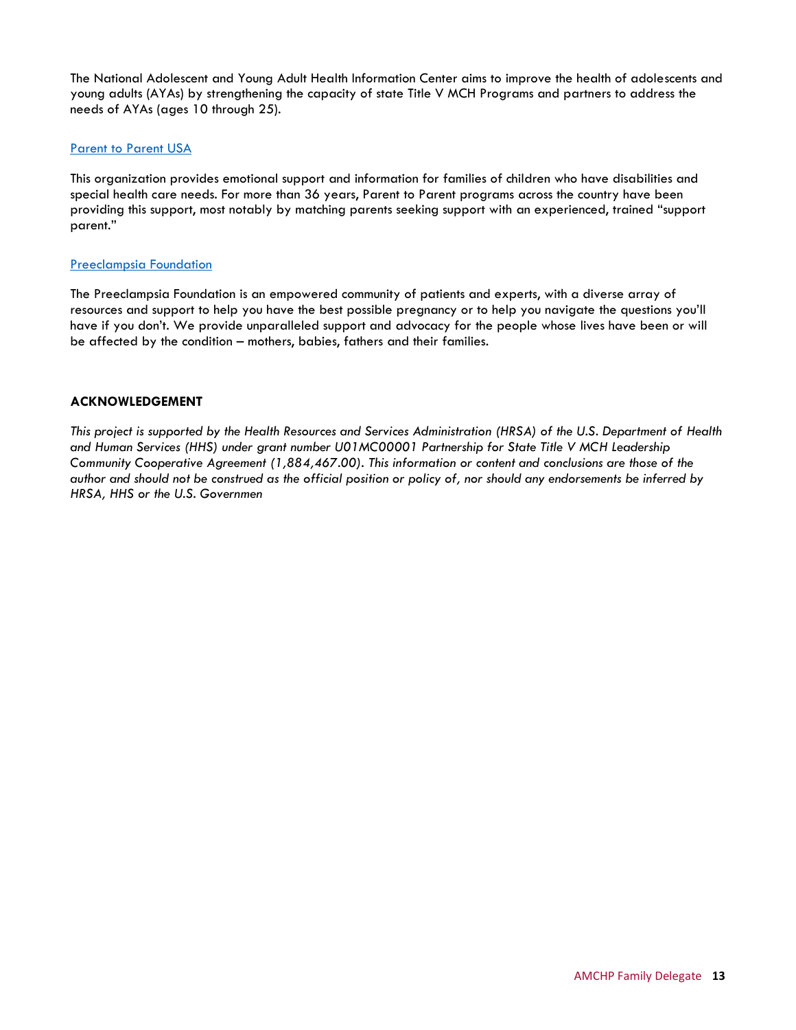The National Adolescent and Young Adult Health Information Center aims to improve the health of adolescents and young adults (AYAs) by strengthening the capacity of state Title V MCH Programs and partners to address the needs of AYAs (ages 10 through 25).

[Parent to Parent USA]

This organization provides emotional support and information for families of children who have disabilities and special health care needs. For more than 36 years, Parent to Parent programs across the country have been providing this support, most notably by matching parents seeking support with an experienced, trained "support parent."

[Preeclampsia Foundation]

The Preeclampsia Foundation is an empowered community of patients and experts, with a diverse array of resources and support to help you have the best possible pregnancy or to help you navigate the questions you'll have if you don't. We provide unparalleled support and advocacy for the people whose lives have been or will be affected by the condition – mothers, babies, fathers and their families.

**ACKNOWLEDGEMENT**

*This project is supported by the Health Resources and Services Administration (HRSA) of the U.S. Department of Health and Human Services (HHS) under grant number U01MC00001 Partnership for State Title V MCH Leadership Community Cooperative Agreement (1,884,467.00). This information or content and conclusions are those of the author and should not be construed as the official position or policy of, nor should any endorsements be inferred by HRSA, HHS or the U.S. Governmen*